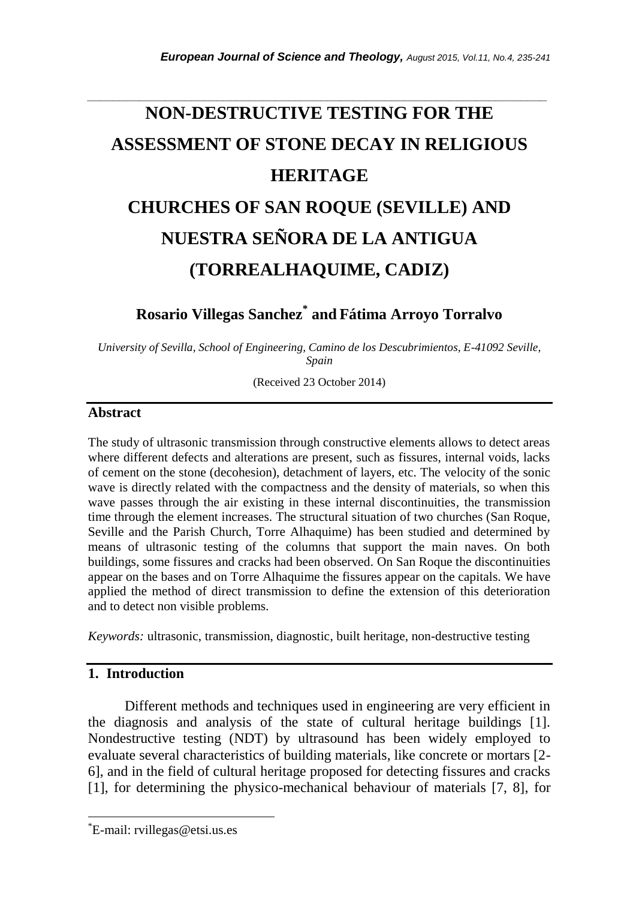# NON-DESTRUCTIVE TESTING FOR THE ASSESSMENT OF STONE DECAY IN RELIGIOUS HERITAGE

# CHURCHES OF SAN ROQUE (SEVILLE) AND NUESTRA SEÑORA DE LA ANTIGUA (TORREALHAQUIME, CADIZ)

**Rosario Villegas Sanchez*** **and Fátima Arroyo Torralvo**

*University of Sevilla, School of Engineering, Camino de los Descubrimientos, E-41092 Seville, Spain*

(Received 23 October 2014)

## Abstract

The study of ultrasonic transmission through constructive elements allows to detect areas where different defects and alterations are present, such as fissures, internal voids, lacks of cement on the stone (decohesion), detachment of layers, etc. The velocity of the sonic wave is directly related with the compactness and the density of materials, so when this wave passes through the air existing in these internal discontinuities, the transmission time through the element increases. The structural situation of two churches (San Roque, Seville and the Parish Church, Torre Alhaquime) has been studied and determined by means of ultrasonic testing of the columns that support the main naves. On both buildings, some fissures and cracks had been observed. On San Roque the discontinuities appear on the bases and on Torre Alhaquime the fissures appear on the capitals. We have applied the method of direct transmission to define the extension of this deterioration and to detect non visible problems.

*Keywords:* ultrasonic, transmission, diagnostic, built heritage, non-destructive testing

## 1. Introduction

Different methods and techniques used in engineering are very efficient in the diagnosis and analysis of the state of cultural heritage buildings [1]. Nondestructive testing (NDT) by ultrasound has been widely employed to evaluate several characteristics of building materials, like concrete or mortars [2-6], and in the field of cultural heritage proposed for detecting fissures and cracks [1], for determining the physico-mechanical behaviour of materials [7, 8], for

---

*E-mail: rvillegas@etsi.us.es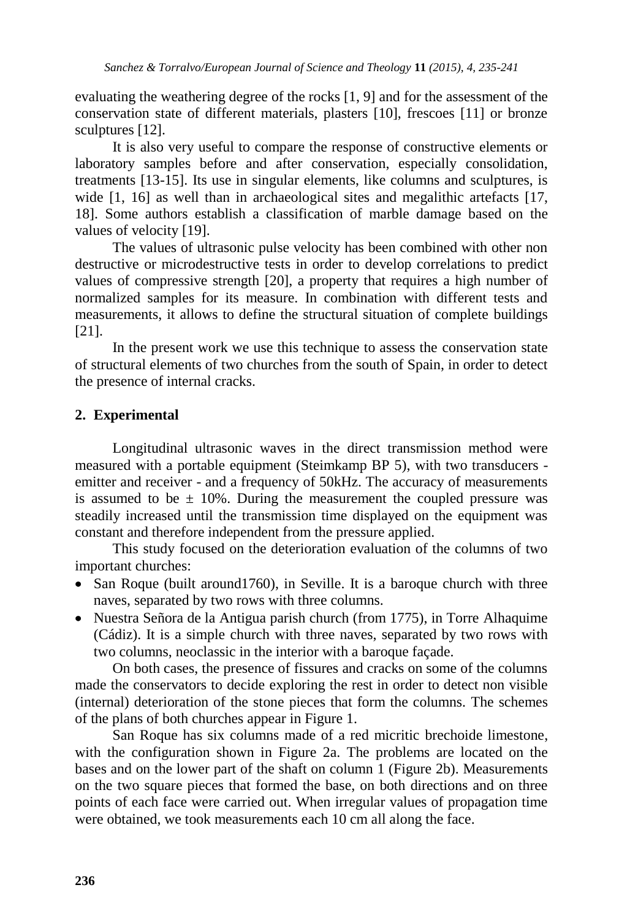evaluating the weathering degree of the rocks [1, 9] and for the assessment of the conservation state of different materials, plasters [10], frescoes [11] or bronze sculptures [12].

It is also very useful to compare the response of constructive elements or laboratory samples before and after conservation, especially consolidation, treatments [13-15]. Its use in singular elements, like columns and sculptures, is wide [1, 16] as well than in archaeological sites and megalithic artefacts [17, 18]. Some authors establish a classification of marble damage based on the values of velocity [19].

The values of ultrasonic pulse velocity has been combined with other non destructive or microdestructive tests in order to develop correlations to predict values of compressive strength [20], a property that requires a high number of normalized samples for its measure. In combination with different tests and measurements, it allows to define the structural situation of complete buildings [21].

In the present work we use this technique to assess the conservation state of structural elements of two churches from the south of Spain, in order to detect the presence of internal cracks.

## 2. Experimental

Longitudinal ultrasonic waves in the direct transmission method were measured with a portable equipment (Steimkamp BP 5), with two transducers - emitter and receiver - and a frequency of 50kHz. The accuracy of measurements is assumed to be ± 10%. During the measurement the coupled pressure was steadily increased until the transmission time displayed on the equipment was constant and therefore independent from the pressure applied.

This study focused on the deterioration evaluation of the columns of two important churches:

- San Roque (built around1760), in Seville. It is a baroque church with three naves, separated by two rows with three columns.
- Nuestra Señora de la Antigua parish church (from 1775), in Torre Alhaquime (Cádiz). It is a simple church with three naves, separated by two rows with two columns, neoclassic in the interior with a baroque façade.

On both cases, the presence of fissures and cracks on some of the columns made the conservators to decide exploring the rest in order to detect non visible (internal) deterioration of the stone pieces that form the columns. The schemes of the plans of both churches appear in Figure 1.

San Roque has six columns made of a red micritic brechoide limestone, with the configuration shown in Figure 2a. The problems are located on the bases and on the lower part of the shaft on column 1 (Figure 2b). Measurements on the two square pieces that formed the base, on both directions and on three points of each face were carried out. When irregular values of propagation time were obtained, we took measurements each 10 cm all along the face.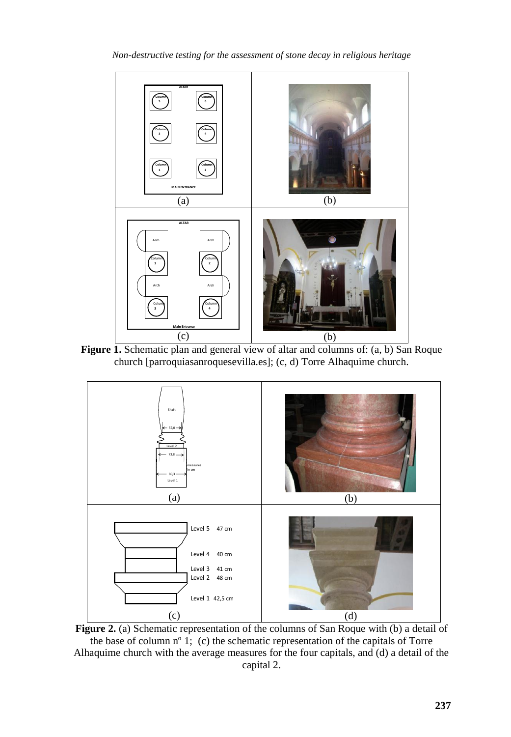Figure 1. Schematic plan and general view of altar and columns of: (a, b) San Roque church [parroquiasanroquesevilla.es]; (c, d) Torre Alhaquime church.

Figure 2. (a) Schematic representation of the columns of San Roque with (b) a detail of the base of column nº 1; (c) the schematic representation of the capitals of Torre Alhaquime church with the average measures for the four capitals, and (d) a detail of the capital 2.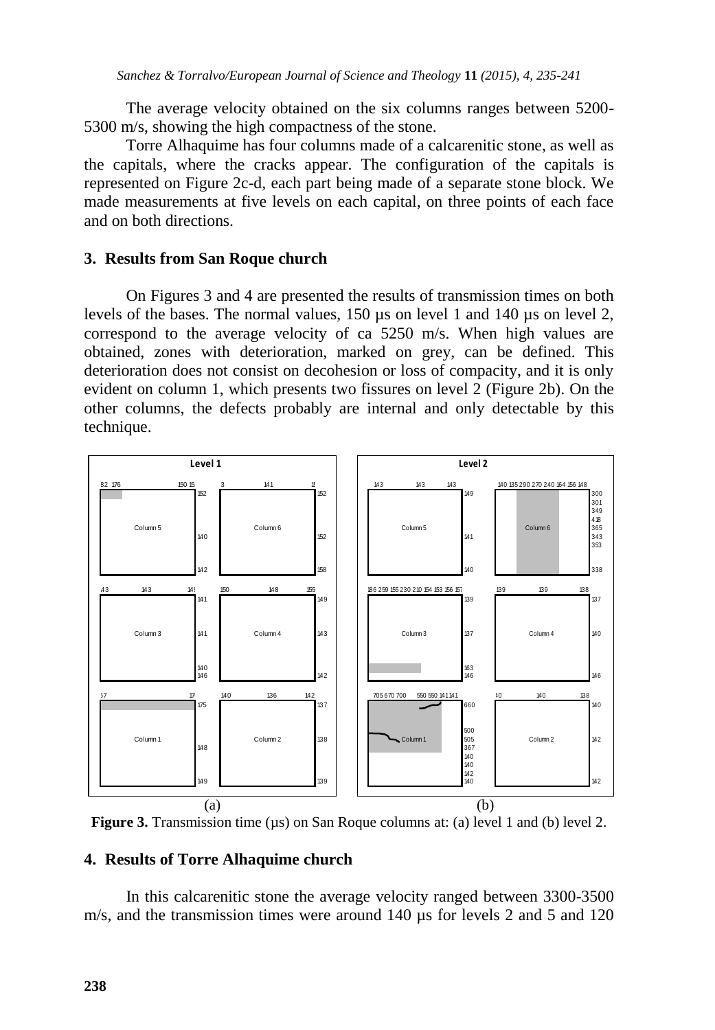The average velocity obtained on the six columns ranges between 5200-5300 m/s, showing the high compactness of the stone.

Torre Alhaquime has four columns made of a calcarenitic stone, as well as the capitals, where the cracks appear. The configuration of the capitals is represented on Figure 2c-d, each part being made of a separate stone block. We made measurements at five levels on each capital, on three points of each face and on both directions.

## 3. Results from San Roque church

On Figures 3 and 4 are presented the results of transmission times on both levels of the bases. The normal values, 150 µs on level 1 and 140 µs on level 2, correspond to the average velocity of ca 5250 m/s. When high values are obtained, zones with deterioration, marked on grey, can be defined. This deterioration does not consist on decohesion or loss of compacity, and it is only evident on column 1, which presents two fissures on level 2 (Figure 2b). On the other columns, the defects probably are internal and only detectable by this technique.

**Figure 3.** Transmission time (µs) on San Roque columns at: (a) level 1 and (b) level 2.

## 4. Results of Torre Alhaquime church

In this calcarenitic stone the average velocity ranged between 3300-3500 m/s, and the transmission times were around 140 µs for levels 2 and 5 and 120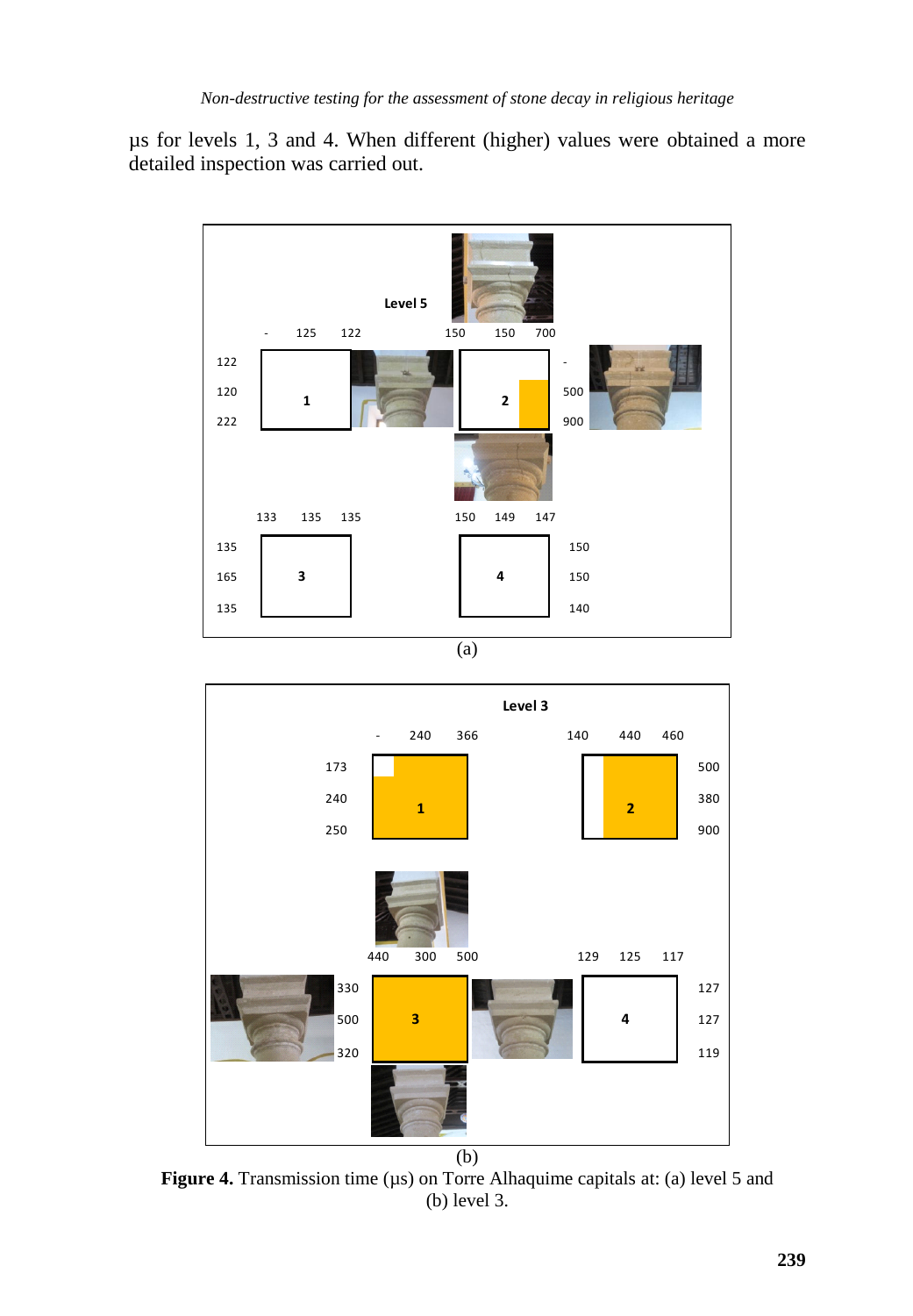μs for levels 1, 3 and 4. When different (higher) values were obtained a more detailed inspection was carried out.

**Figure 4.** Transmission time (μs) on Torre Alhaquime capitals at: (a) level 5 and (b) level 3.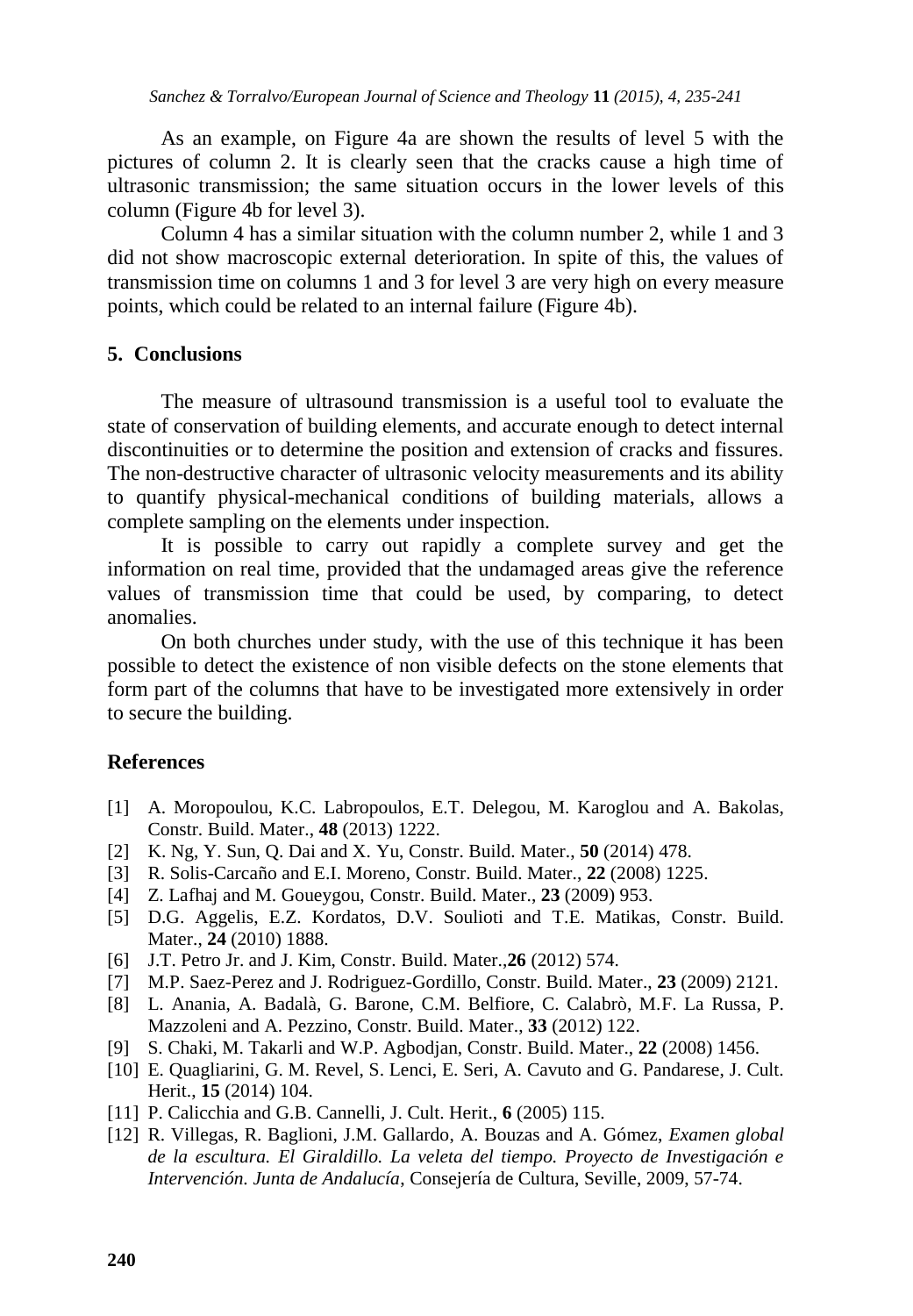As an example, on Figure 4a are shown the results of level 5 with the pictures of column 2. It is clearly seen that the cracks cause a high time of ultrasonic transmission; the same situation occurs in the lower levels of this column (Figure 4b for level 3).

Column 4 has a similar situation with the column number 2, while 1 and 3 did not show macroscopic external deterioration. In spite of this, the values of transmission time on columns 1 and 3 for level 3 are very high on every measure points, which could be related to an internal failure (Figure 4b).

## 5. Conclusions

The measure of ultrasound transmission is a useful tool to evaluate the state of conservation of building elements, and accurate enough to detect internal discontinuities or to determine the position and extension of cracks and fissures. The non-destructive character of ultrasonic velocity measurements and its ability to quantify physical-mechanical conditions of building materials, allows a complete sampling on the elements under inspection.

It is possible to carry out rapidly a complete survey and get the information on real time, provided that the undamaged areas give the reference values of transmission time that could be used, by comparing, to detect anomalies.

On both churches under study, with the use of this technique it has been possible to detect the existence of non visible defects on the stone elements that form part of the columns that have to be investigated more extensively in order to secure the building.

## References

[1] A. Moropoulou, K.C. Labropoulos, E.T. Delegou, M. Karoglou and A. Bakolas, Constr. Build. Mater., **48** (2013) 1222.

[2] K. Ng, Y. Sun, Q. Dai and X. Yu, Constr. Build. Mater., **50** (2014) 478.

[3] R. Solis-Carcaño and E.I. Moreno, Constr. Build. Mater., **22** (2008) 1225.

[4] Z. Lafhaj and M. Goueygou, Constr. Build. Mater., **23** (2009) 953.

[5] D.G. Aggelis, E.Z. Kordatos, D.V. Soulioti and T.E. Matikas, Constr. Build. Mater., **24** (2010) 1888.

[6] J.T. Petro Jr. and J. Kim, Constr. Build. Mater.,**26** (2012) 574.

[7] M.P. Saez-Perez and J. Rodriguez-Gordillo, Constr. Build. Mater., **23** (2009) 2121.

[8] L. Anania, A. Badalà, G. Barone, C.M. Belfiore, C. Calabrò, M.F. La Russa, P. Mazzoleni and A. Pezzino, Constr. Build. Mater., **33** (2012) 122.

[9] S. Chaki, M. Takarli and W.P. Agbodjan, Constr. Build. Mater., **22** (2008) 1456.

[10] E. Quagliarini, G. M. Revel, S. Lenci, E. Seri, A. Cavuto and G. Pandarese, J. Cult. Herit., **15** (2014) 104.

[11] P. Calicchia and G.B. Cannelli, J. Cult. Herit., **6** (2005) 115.

[12] R. Villegas, R. Baglioni, J.M. Gallardo, A. Bouzas and A. Gómez, *Examen global de la escultura. El Giraldillo. La veleta del tiempo. Proyecto de Investigación e Intervención. Junta de Andalucía*, Consejería de Cultura, Seville, 2009, 57-74.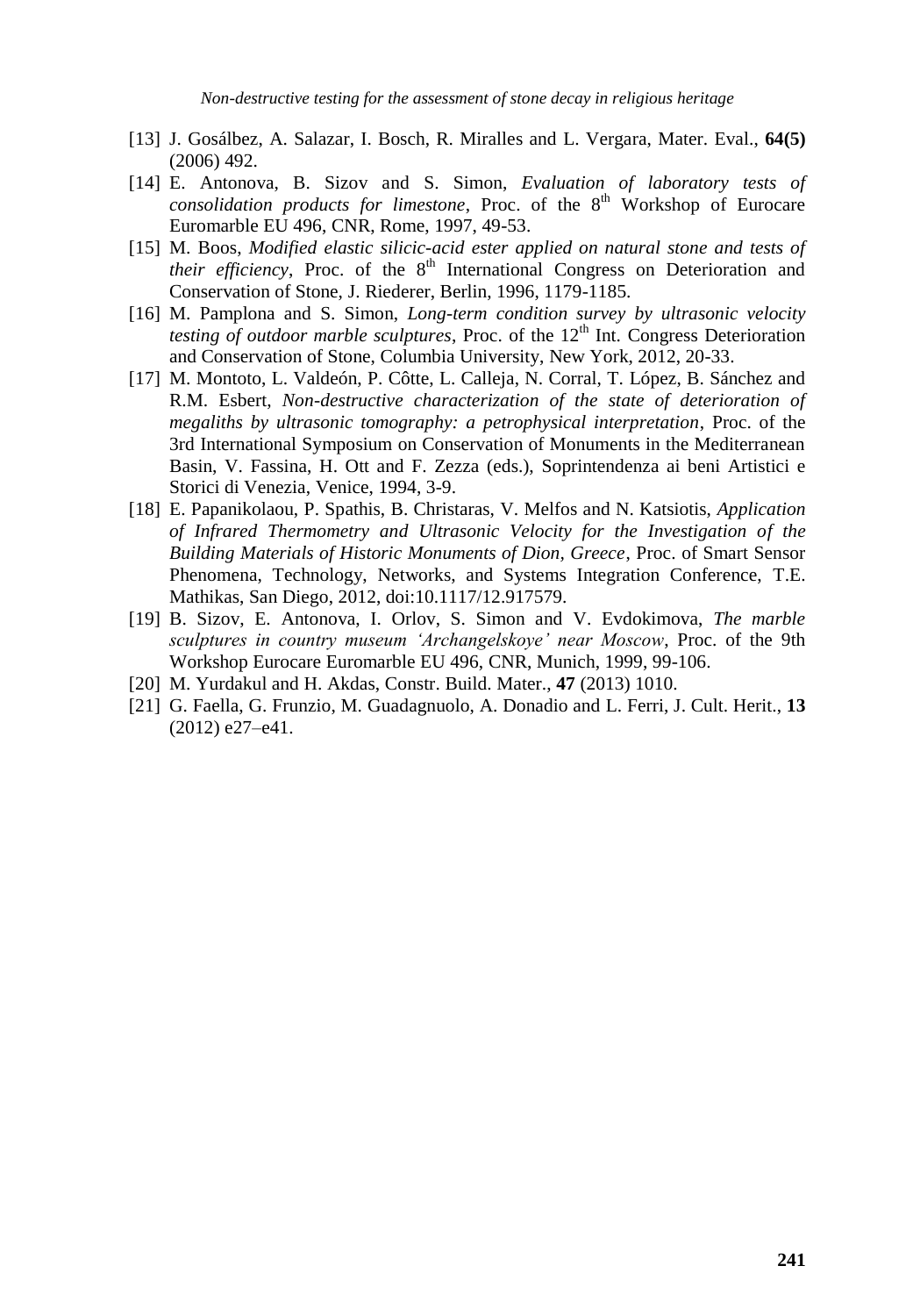[13] J. Gosálbez, A. Salazar, I. Bosch, R. Miralles and L. Vergara, Mater. Eval., **64(5)** (2006) 492.

[14] E. Antonova, B. Sizov and S. Simon, *Evaluation of laboratory tests of consolidation products for limestone*, Proc. of the 8th Workshop of Eurocare Euromarble EU 496, CNR, Rome, 1997, 49-53.

[15] M. Boos, *Modified elastic silicic-acid ester applied on natural stone and tests of their efficiency*, Proc. of the 8th International Congress on Deterioration and Conservation of Stone, J. Riederer, Berlin, 1996, 1179-1185.

[16] M. Pamplona and S. Simon, *Long-term condition survey by ultrasonic velocity testing of outdoor marble sculptures*, Proc. of the 12th Int. Congress Deterioration and Conservation of Stone, Columbia University, New York, 2012, 20-33.

[17] M. Montoto, L. Valdeón, P. Côtte, L. Calleja, N. Corral, T. López, B. Sánchez and R.M. Esbert, *Non-destructive characterization of the state of deterioration of megaliths by ultrasonic tomography: a petrophysical interpretation*, Proc. of the 3rd International Symposium on Conservation of Monuments in the Mediterranean Basin, V. Fassina, H. Ott and F. Zezza (eds.), Soprintendenza ai beni Artistici e Storici di Venezia, Venice, 1994, 3-9.

[18] E. Papanikolaou, P. Spathis, B. Christaras, V. Melfos and N. Katsiotis, *Application of Infrared Thermometry and Ultrasonic Velocity for the Investigation of the Building Materials of Historic Monuments of Dion, Greece*, Proc. of Smart Sensor Phenomena, Technology, Networks, and Systems Integration Conference, T.E. Mathikas, San Diego, 2012, doi:10.1117/12.917579.

[19] B. Sizov, E. Antonova, I. Orlov, S. Simon and V. Evdokimova, *The marble sculptures in country museum 'Archangelskoye' near Moscow*, Proc. of the 9th Workshop Eurocare Euromarble EU 496, CNR, Munich, 1999, 99-106.

[20] M. Yurdakul and H. Akdas, Constr. Build. Mater., **47** (2013) 1010.

[21] G. Faella, G. Frunzio, M. Guadagnuolo, A. Donadio and L. Ferri, J. Cult. Herit., **13** (2012) e27–e41.